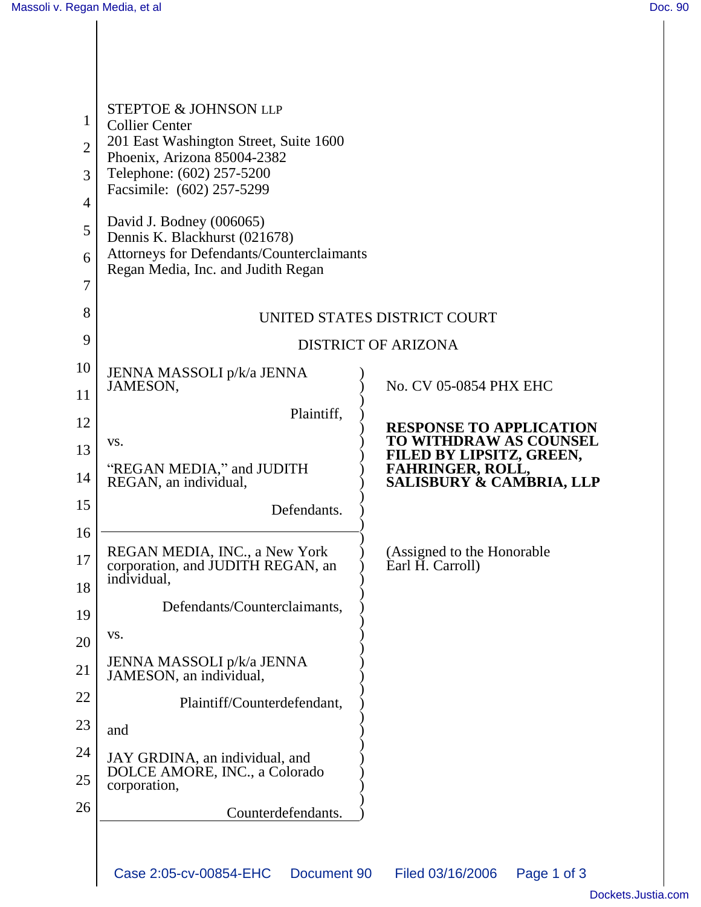STEPTOE & JOHNSON LLP
Collier Center
201 East Washington Street, Suite 1600
Phoenix, Arizona 85004-2382
Telephone: (602) 257-5200
Facsimile: (602) 257-5299

David J. Bodney (006065)
Dennis K. Blackhurst (021678)
Attorneys for Defendants/Counterclaimants
Regan Media, Inc. and Judith Regan

UNITED STATES DISTRICT COURT

DISTRICT OF ARIZONA

JENNA MASSOLI p/k/a JENNA JAMESON,

Plaintiff,

vs.

"REGAN MEDIA," and JUDITH REGAN, an individual,

Defendants.

---

REGAN MEDIA, INC., a New York corporation, and JUDITH REGAN, an individual,

Defendants/Counterclaimants,

vs.

JENNA MASSOLI p/k/a JENNA JAMESON, an individual,

Plaintiff/Counterdefendant,

and

JAY GRDINA, an individual, and DOLCE AMORE, INC., a Colorado corporation,

Counterdefendants.

No. CV 05-0854 PHX EHC

**RESPONSE TO APPLICATION TO WITHDRAW AS COUNSEL FILED BY LIPSITZ, GREEN, FAHRINGER, ROLL, SALISBURY & CAMBRIA, LLP**

(Assigned to the Honorable Earl H. Carroll)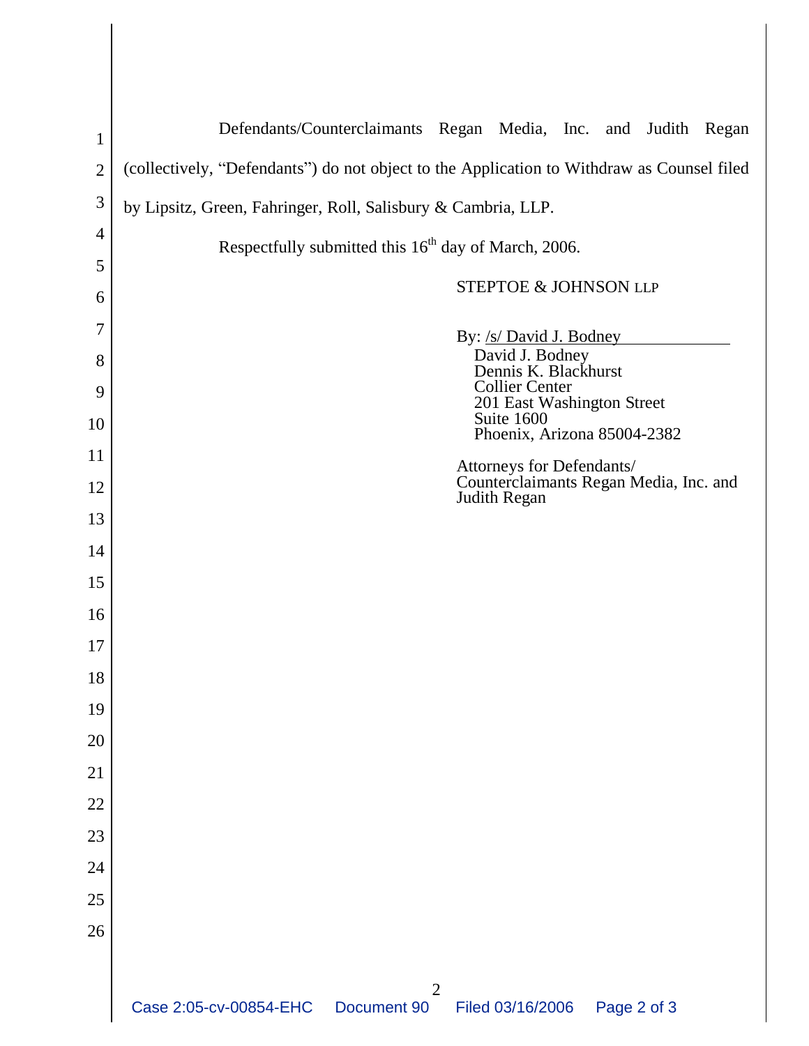Defendants/Counterclaimants Regan Media, Inc. and Judith Regan (collectively, "Defendants") do not object to the Application to Withdraw as Counsel filed by Lipsitz, Green, Fahringer, Roll, Salisbury & Cambria, LLP.

Respectfully submitted this 16th day of March, 2006.

STEPTOE & JOHNSON LLP

By: /s/ David J. Bodney
David J. Bodney
Dennis K. Blackhurst
Collier Center
201 East Washington Street
Suite 1600
Phoenix, Arizona 85004-2382

Attorneys for Defendants/
Counterclaimants Regan Media, Inc. and
Judith Regan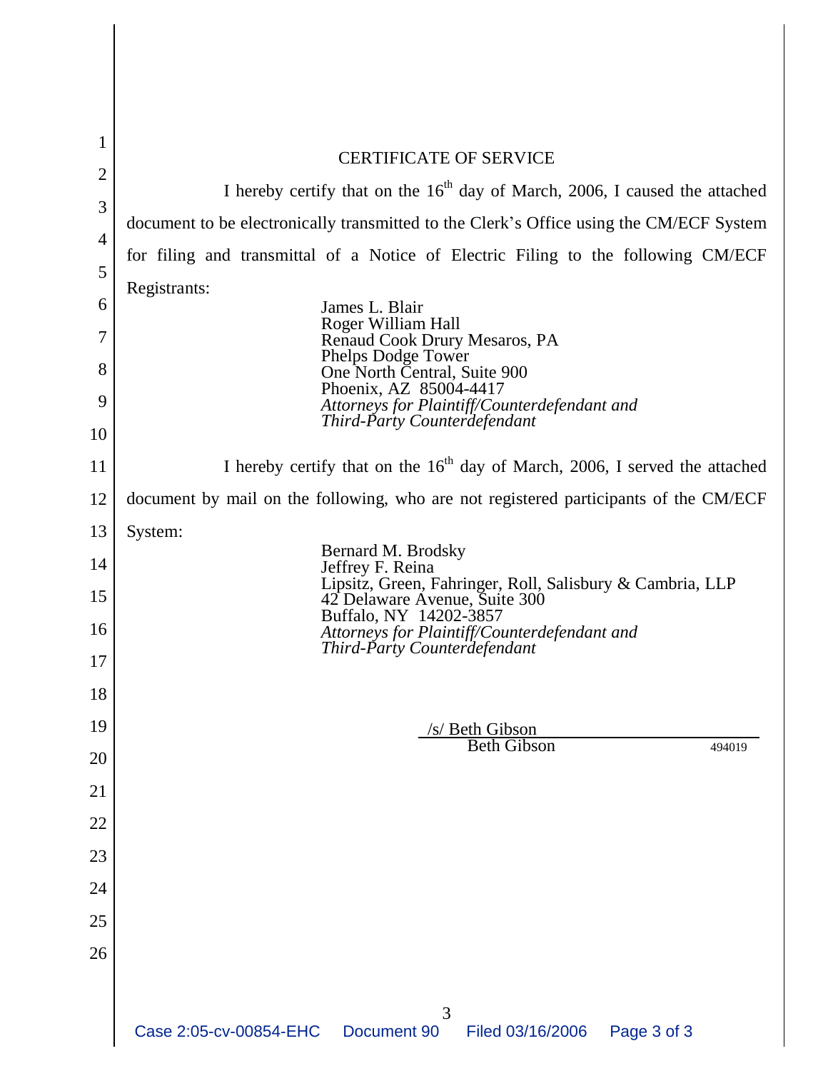## CERTIFICATE OF SERVICE

I hereby certify that on the 16th day of March, 2006, I caused the attached document to be electronically transmitted to the Clerk's Office using the CM/ECF System for filing and transmittal of a Notice of Electric Filing to the following CM/ECF Registrants:

James L. Blair
Roger William Hall
Renaud Cook Drury Mesaros, PA
Phelps Dodge Tower
One North Central, Suite 900
Phoenix, AZ 85004-4417
*Attorneys for Plaintiff/Counterdefendant and Third-Party Counterdefendant*

I hereby certify that on the 16th day of March, 2006, I served the attached document by mail on the following, who are not registered participants of the CM/ECF System:

Bernard M. Brodsky
Jeffrey F. Reina
Lipsitz, Green, Fahringer, Roll, Salisbury & Cambria, LLP
42 Delaware Avenue, Suite 300
Buffalo, NY 14202-3857
*Attorneys for Plaintiff/Counterdefendant and Third-Party Counterdefendant*

/s/ Beth Gibson
Beth Gibson

494019